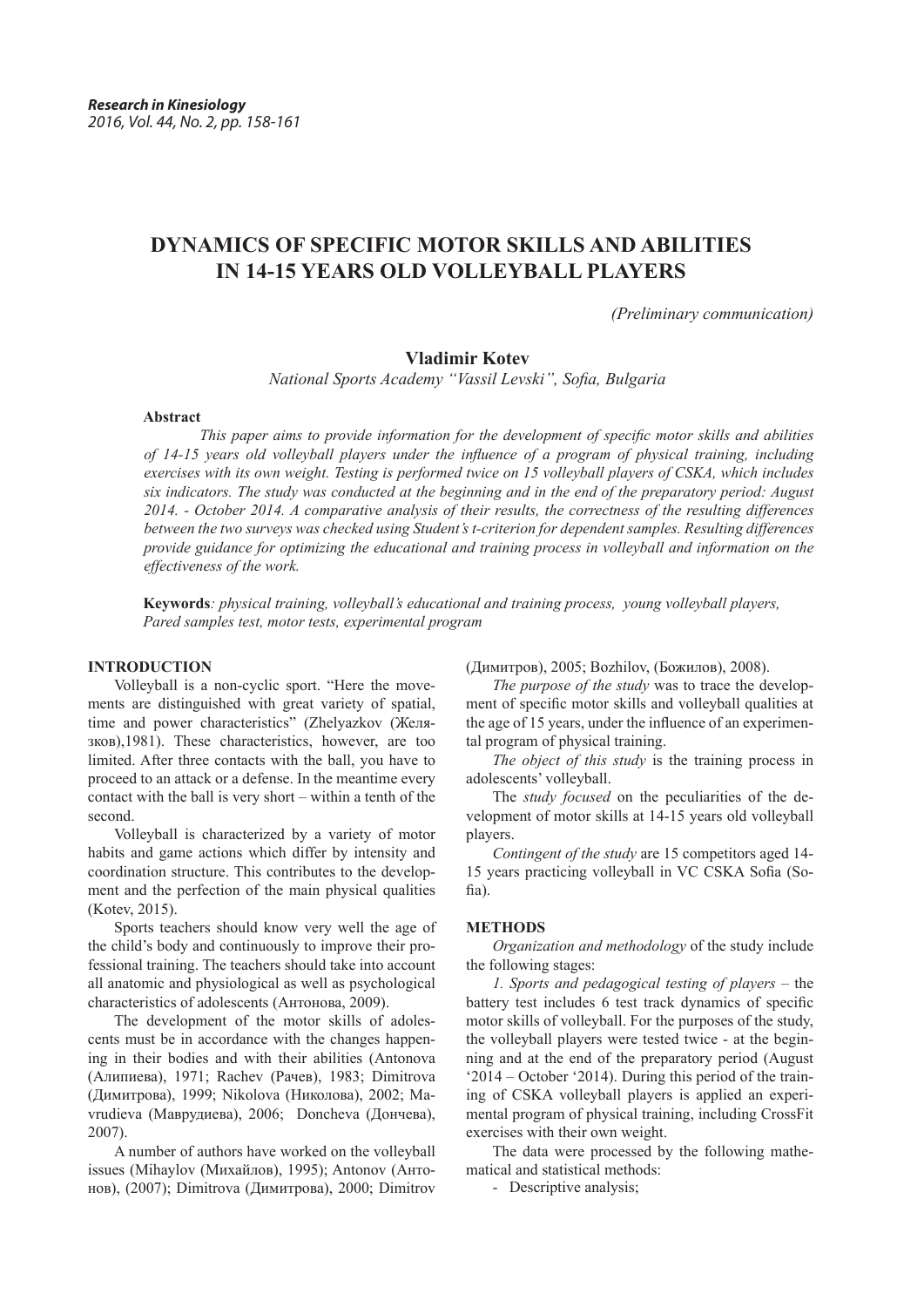# DYNAMICS OF SPECIFIC MOTOR SKILLS AND ABILITIES IN 14-15 YEARS OLD VOLLEYBALL PLAYERS

*(Preliminary communication)*

**Vladimir Kotev**

*National Sports Academy "Vassil Levski", Sofia, Bulgaria*

**Abstract**

*This paper aims to provide information for the development of specific motor skills and abilities of 14-15 years old volleyball players under the influence of a program of physical training, including exercises with its own weight. Testing is performed twice on 15 volleyball players of CSKA, which includes six indicators. The study was conducted at the beginning and in the end of the preparatory period: August 2014. - October 2014. A comparative analysis of their results, the correctness of the resulting differences between the two surveys was checked using Student's t-criterion for dependent samples. Resulting differences provide guidance for optimizing the educational and training process in volleyball and information on the effectiveness of the work.*

**Keywords***: physical training, volleyball's educational and training process, young volleyball players, Pared samples test, motor tests, experimental program*

## INTRODUCTION

Volleyball is a non-cyclic sport. "Here the movements are distinguished with great variety of spatial, time and power characteristics" (Zhelyazkov (Желязков),1981). These characteristics, however, are too limited. After three contacts with the ball, you have to proceed to an attack or a defense. In the meantime every contact with the ball is very short – within a tenth of the second.

Volleyball is characterized by a variety of motor habits and game actions which differ by intensity and coordination structure. This contributes to the development and the perfection of the main physical qualities (Kotev, 2015).

Sports teachers should know very well the age of the child's body and continuously to improve their professional training. The teachers should take into account all anatomic and physiological as well as psychological characteristics of adolescents (Антонова, 2009).

The development of the motor skills of adolescents must be in accordance with the changes happening in their bodies and with their abilities (Antonova (Алипиева), 1971; Rachev (Рачев), 1983; Dimitrova (Димитрова), 1999; Nikolova (Николова), 2002; Mavrudieva (Маврудиева), 2006; Doncheva (Дончева), 2007).

A number of authors have worked on the volleyball issues (Mihaylov (Михайлов), 1995); Antonov (Антонов), (2007); Dimitrova (Димитрова), 2000; Dimitrov (Димитров), 2005; Bozhilov, (Божилов), 2008).

*The purpose of the study* was to trace the development of specific motor skills and volleyball qualities at the age of 15 years, under the influence of an experimental program of physical training.

*The object of this study* is the training process in adolescents' volleyball.

The *study focused* on the peculiarities of the development of motor skills at 14-15 years old volleyball players.

*Contingent of the study* are 15 competitors aged 14-15 years practicing volleyball in VC CSKA Sofia (Sofia).

## METHODS

*Organization and methodology* of the study include the following stages:

*1. Sports and pedagogical testing of players* – the battery test includes 6 test track dynamics of specific motor skills of volleyball. For the purposes of the study, the volleyball players were tested twice - at the beginning and at the end of the preparatory period (August '2014 – October '2014). During this period of the training of CSKA volleyball players is applied an experimental program of physical training, including CrossFit exercises with their own weight.

The data were processed by the following mathematical and statistical methods:

- Descriptive analysis;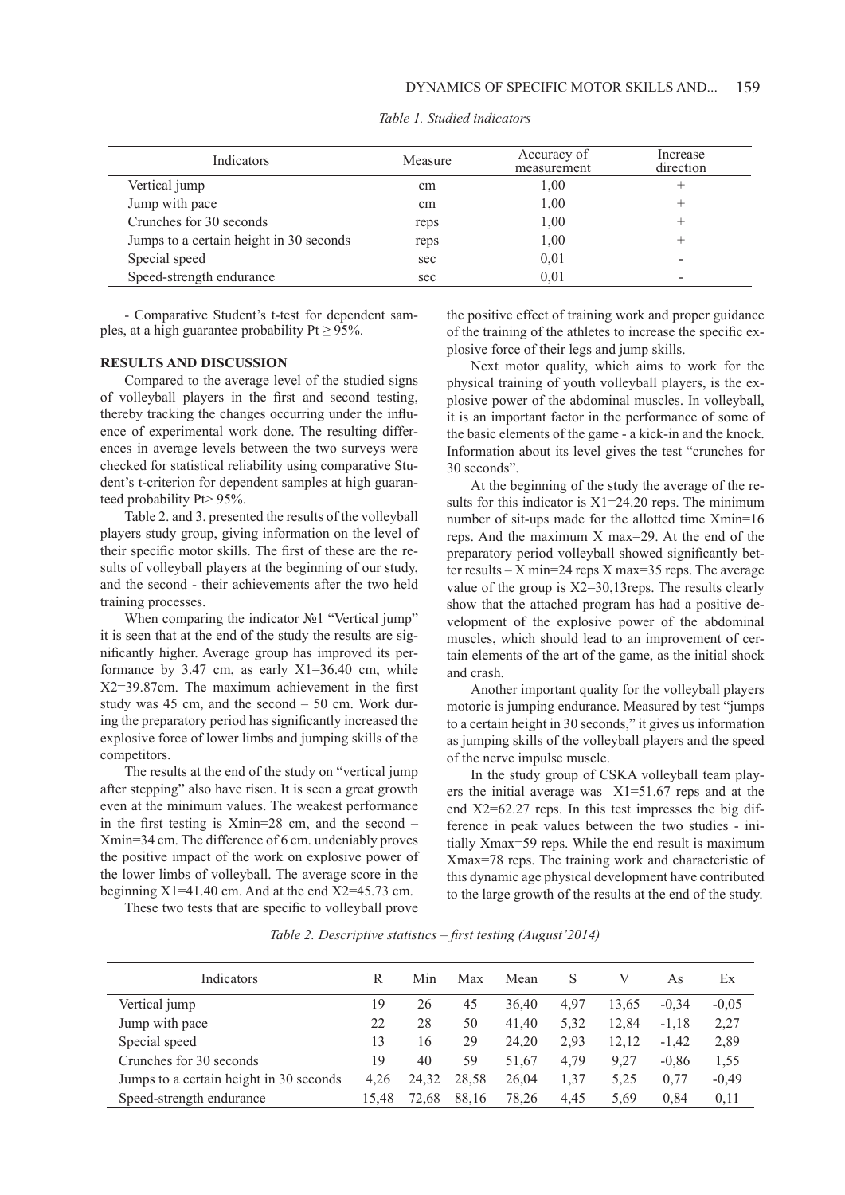*Table 1. Studied indicators*

| Indicators | Measure | Accuracy of measurement | Increase direction |
|---|---|---|---|
| Vertical jump | cm | 1,00 | + |
| Jump with pace | cm | 1,00 | + |
| Crunches for 30 seconds | reps | 1,00 | + |
| Jumps to a certain height in 30 seconds | reps | 1,00 | + |
| Special speed | sec | 0,01 | - |
| Speed-strength endurance | sec | 0,01 | - |

- Comparative Student's t-test for dependent samples, at a high guarantee probability Pt ≥ 95%.

## RESULTS AND DISCUSSION

Compared to the average level of the studied signs of volleyball players in the first and second testing, thereby tracking the changes occurring under the influence of experimental work done. The resulting differences in average levels between the two surveys were checked for statistical reliability using comparative Student's t-criterion for dependent samples at high guaranteed probability Pt> 95%.

Table 2. and 3. presented the results of the volleyball players study group, giving information on the level of their specific motor skills. The first of these are the results of volleyball players at the beginning of our study, and the second - their achievements after the two held training processes.

When comparing the indicator №1 "Vertical jump" it is seen that at the end of the study the results are significantly higher. Average group has improved its performance by 3.47 cm, as early X1=36.40 cm, while X2=39.87cm. The maximum achievement in the first study was 45 cm, and the second – 50 cm. Work during the preparatory period has significantly increased the explosive force of lower limbs and jumping skills of the competitors.

The results at the end of the study on "vertical jump after stepping" also have risen. It is seen a great growth even at the minimum values. The weakest performance in the first testing is Xmin=28 cm, and the second – Xmin=34 cm. The difference of 6 cm. undeniably proves the positive impact of the work on explosive power of the lower limbs of volleyball. The average score in the beginning X1=41.40 cm. And at the end X2=45.73 cm.

These two tests that are specific to volleyball prove the positive effect of training work and proper guidance of the training of the athletes to increase the specific explosive force of their legs and jump skills.

Next motor quality, which aims to work for the physical training of youth volleyball players, is the explosive power of the abdominal muscles. In volleyball, it is an important factor in the performance of some of the basic elements of the game - a kick-in and the knock. Information about its level gives the test "crunches for 30 seconds".

At the beginning of the study the average of the results for this indicator is X1=24.20 reps. The minimum number of sit-ups made for the allotted time Xmin=16 reps. And the maximum X max=29. At the end of the preparatory period volleyball showed significantly better results – X min=24 reps X max=35 reps. The average value of the group is X2=30,13reps. The results clearly show that the attached program has had a positive development of the explosive power of the abdominal muscles, which should lead to an improvement of certain elements of the art of the game, as the initial shock and crash.

Another important quality for the volleyball players motoric is jumping endurance. Measured by test "jumps to a certain height in 30 seconds," it gives us information as jumping skills of the volleyball players and the speed of the nerve impulse muscle.

In the study group of CSKA volleyball team players the initial average was X1=51.67 reps and at the end X2=62.27 reps. In this test impresses the big difference in peak values between the two studies - initially Xmax=59 reps. While the end result is maximum Xmax=78 reps. The training work and characteristic of this dynamic age physical development have contributed to the large growth of the results at the end of the study.

*Table 2. Descriptive statistics – first testing (August'2014)*

| Indicators | R | Min | Max | Mean | S | V | As | Ex |
|---|---|---|---|---|---|---|---|---|
| Vertical jump | 19 | 26 | 45 | 36,40 | 4,97 | 13,65 | -0,34 | -0,05 |
| Jump with pace | 22 | 28 | 50 | 41,40 | 5,32 | 12,84 | -1,18 | 2,27 |
| Special speed | 13 | 16 | 29 | 24,20 | 2,93 | 12,12 | -1,42 | 2,89 |
| Crunches for 30 seconds | 19 | 40 | 59 | 51,67 | 4,79 | 9,27 | -0,86 | 1,55 |
| Jumps to a certain height in 30 seconds | 4,26 | 24,32 | 28,58 | 26,04 | 1,37 | 5,25 | 0,77 | -0,49 |
| Speed-strength endurance | 15,48 | 72,68 | 88,16 | 78,26 | 4,45 | 5,69 | 0,84 | 0,11 |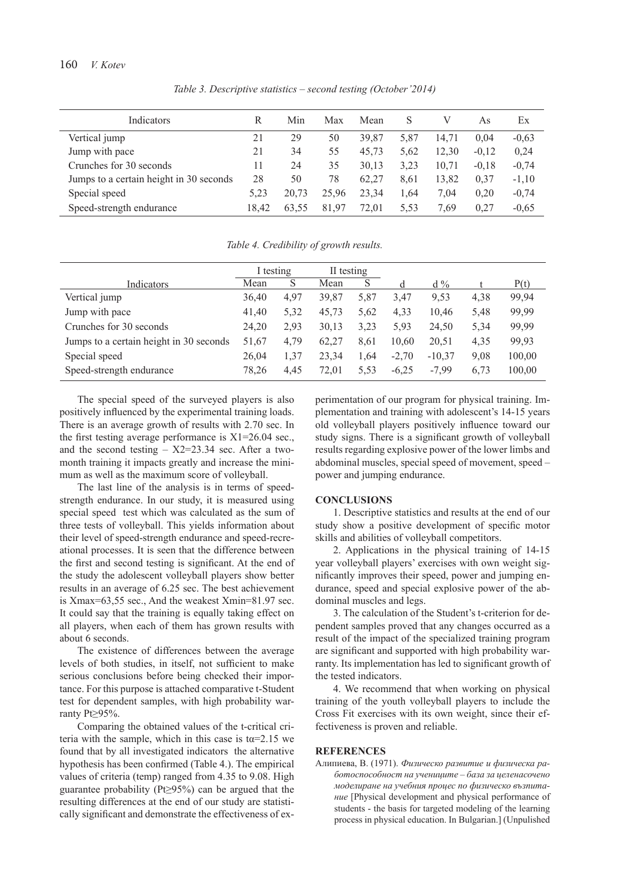*Table 3. Descriptive statistics – second testing (October'2014)*

| Indicators | R | Min | Max | Mean | S | V | As | Ex |
|---|---|---|---|---|---|---|---|---|
| Vertical jump | 21 | 29 | 50 | 39,87 | 5,87 | 14,71 | 0,04 | -0,63 |
| Jump with pace | 21 | 34 | 55 | 45,73 | 5,62 | 12,30 | -0,12 | 0,24 |
| Crunches for 30 seconds | 11 | 24 | 35 | 30,13 | 3,23 | 10,71 | -0,18 | -0,74 |
| Jumps to a certain height in 30 seconds | 28 | 50 | 78 | 62,27 | 8,61 | 13,82 | 0,37 | -1,10 |
| Special speed | 5,23 | 20,73 | 25,96 | 23,34 | 1,64 | 7,04 | 0,20 | -0,74 |
| Speed-strength endurance | 18,42 | 63,55 | 81,97 | 72,01 | 5,53 | 7,69 | 0,27 | -0,65 |

*Table 4. Credibility of growth results.*

| | I testing | | II testing | | | | | |
|---|---|---|---|---|---|---|---|---|
| Indicators | Mean | S | Mean | S | d | d % | t | P(t) |
| Vertical jump | 36,40 | 4,97 | 39,87 | 5,87 | 3,47 | 9,53 | 4,38 | 99,94 |
| Jump with pace | 41,40 | 5,32 | 45,73 | 5,62 | 4,33 | 10,46 | 5,48 | 99,99 |
| Crunches for 30 seconds | 24,20 | 2,93 | 30,13 | 3,23 | 5,93 | 24,50 | 5,34 | 99,99 |
| Jumps to a certain height in 30 seconds | 51,67 | 4,79 | 62,27 | 8,61 | 10,60 | 20,51 | 4,35 | 99,93 |
| Special speed | 26,04 | 1,37 | 23,34 | 1,64 | -2,70 | -10,37 | 9,08 | 100,00 |
| Speed-strength endurance | 78,26 | 4,45 | 72,01 | 5,53 | -6,25 | -7,99 | 6,73 | 100,00 |

The special speed of the surveyed players is also positively influenced by the experimental training loads. There is an average growth of results with 2.70 sec. In the first testing average performance is $X1=26.04$ sec., and the second testing – $X2=23.34$ sec. After a two-month training it impacts greatly and increase the minimum as well as the maximum score of volleyball.

The last line of the analysis is in terms of speed-strength endurance. In our study, it is measured using special speed test which was calculated as the sum of three tests of volleyball. This yields information about their level of speed-strength endurance and speed-recreational processes. It is seen that the difference between the first and second testing is significant. At the end of the study the adolescent volleyball players show better results in an average of 6.25 sec. The best achievement is $X_{max}=63{,}55$ sec., And the weakest $X_{min}=81.97$ sec. It could say that the training is equally taking effect on all players, when each of them has grown results with about 6 seconds.

The existence of differences between the average levels of both studies, in itself, not sufficient to make serious conclusions before being checked their importance. For this purpose is attached comparative t-Student test for dependent samples, with high probability warranty $Pt \geq 95\%$.

Comparing the obtained values of the t-critical criteria with the sample, which in this case is $t\alpha=2.15$ we found that by all investigated indicators the alternative hypothesis has been confirmed (Table 4.). The empirical values of criteria ($t_{emp}$) ranged from 4.35 to 9.08. High guarantee probability ($Pt \geq 95\%$) can be argued that the resulting differences at the end of our study are statistically significant and demonstrate the effectiveness of experimentation of our program for physical training. Implementation and training with adolescent's 14-15 years old volleyball players positively influence toward our study signs. There is a significant growth of volleyball results regarding explosive power of the lower limbs and abdominal muscles, special speed of movement, speed – power and jumping endurance.

## CONCLUSIONS

1. Descriptive statistics and results at the end of our study show a positive development of specific motor skills and abilities of volleyball competitors.

2. Applications in the physical training of 14-15 year volleyball players' exercises with own weight significantly improves their speed, power and jumping endurance, speed and special explosive power of the abdominal muscles and legs.

3. The calculation of the Student's t-criterion for dependent samples proved that any changes occurred as a result of the impact of the specialized training program are significant and supported with high probability warranty. Its implementation has led to significant growth of the tested indicators.

4. We recommend that when working on physical training of the youth volleyball players to include the Cross Fit exercises with its own weight, since their effectiveness is proven and reliable.

## REFERENCES

Алипиева, В. (1971). *Физическо развитие и физическа работоспособност на учениците – база за целенасочено моделиране на учебния процес по физическо възпитание* [Physical development and physical performance of students - the basis for targeted modeling of the learning process in physical education. In Bulgarian.] (Unpublished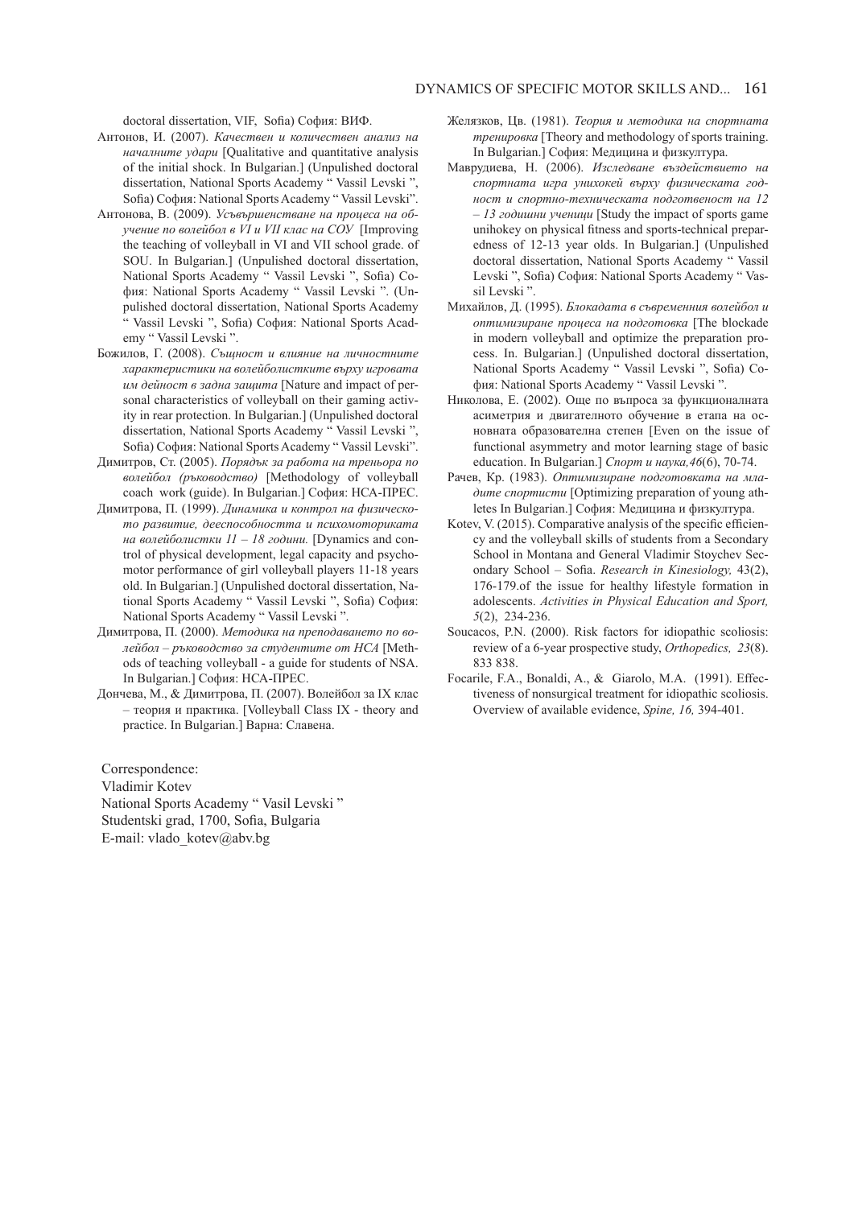doctoral dissertation, VIF, Sofia) София: ВИФ.

Антонов, И. (2007). *Качествен и количествен анализ на началните удари* [Qualitative and quantitative analysis of the initial shock. In Bulgarian.] (Unpulished doctoral dissertation, National Sports Academy " Vassil Levski ", Sofia) София: National Sports Academy " Vassil Levski".

Антонова, В. (2009). *Усъвършенстване на процеса на обучение по волейбол в VI и VII клас на СОУ* [Improving the teaching of volleyball in VI and VII school grade. of SOU. In Bulgarian.] (Unpulished doctoral dissertation, National Sports Academy " Vassil Levski ", Sofia) София: National Sports Academy " Vassil Levski ". (Unpulished doctoral dissertation, National Sports Academy " Vassil Levski ", Sofia) София: National Sports Academy " Vassil Levski ".

Божилов, Г. (2008). *Същност и влияние на личностните характеристики на волейболистките върху игровата им дейност в задна защита* [Nature and impact of personal characteristics of volleyball on their gaming activity in rear protection. In Bulgarian.] (Unpulished doctoral dissertation, National Sports Academy " Vassil Levski ", Sofia) София: National Sports Academy " Vassil Levski".

Димитров, Ст. (2005). *Порядък за работа на треньора по волейбол (ръководство)* [Methodology of volleyball coach work (guide). In Bulgarian.] София: НСА-ПРЕС.

Димитрова, П. (1999). *Динамика и контрол на физическото развитие, дееспособността и психомоториката на волейболистки 11 – 18 години.* [Dynamics and control of physical development, legal capacity and psychomotor performance of girl volleyball players 11-18 years old. In Bulgarian.] (Unpulished doctoral dissertation, National Sports Academy " Vassil Levski ", Sofia) София: National Sports Academy " Vassil Levski ".

Димитрова, П. (2000). *Методика на преподаването по волейбол – ръководство за студентите от НСА* [Methods of teaching volleyball - a guide for students of NSA. In Bulgarian.] София: НСА-ПРЕС.

Дончева, М., & Димитрова, П. (2007). Волейбол за IX клас – теория и практика. [Volleyball Class IX - theory and practice. In Bulgarian.] Варна: Славена.

Желязков, Цв. (1981). *Теория и методика на спортната тренировка* [Theory and methodology of sports training. In Bulgarian.] София: Медицина и физкултура.

Маврудиева, Н. (2006). *Изследване въздействието на спортната игра унихокей върху физическата годност и спортно-техническата подготвеност на 12 – 13 годишни ученици* [Study the impact of sports game unihokey on physical fitness and sports-technical preparedness of 12-13 year olds. In Bulgarian.] (Unpulished doctoral dissertation, National Sports Academy " Vassil Levski ", Sofia) София: National Sports Academy " Vassil Levski ".

Михайлов, Д. (1995). *Блокадата в съвременния волейбол и оптимизиране процеса на подготовка* [The blockade in modern volleyball and optimize the preparation process. In. Bulgarian.] (Unpulished doctoral dissertation, National Sports Academy " Vassil Levski ", Sofia) София: National Sports Academy " Vassil Levski ".

Николова, Е. (2002). Още по въпроса за функционалната асиметрия и двигателното обучение в етапа на основната образователна степен [Even on the issue of functional asymmetry and motor learning stage of basic education. In Bulgarian.] *Спорт и наука,46*(6), 70-74.

Рачев, Кр. (1983). *Оптимизиране подготовката на младите спортисти* [Optimizing preparation of young athletes In Bulgarian.] София: Медицина и физкултура.

Kotev, V. (2015). Comparative analysis of the specific efficiency and the volleyball skills of students from a Secondary School in Montana and General Vladimir Stoychev Secondary School – Sofia. *Research in Kinesiology,* 43(2), 176-179.of the issue for healthy lifestyle formation in adolescents. *Activities in Physical Education and Sport, 5*(2), 234-236.

Soucacos, P.N. (2000). Risk factors for idiopathic scoliosis: review of a 6-year prospective study, *Orthopedics, 23*(8). 833 838.

Focarile, F.A., Bonaldi, A., & Giarolo, M.A. (1991). Effectiveness of nonsurgical treatment for idiopathic scoliosis. Overview of available evidence, *Spine, 16,* 394-401.

Correspondence:
Vladimir Kotev
National Sports Academy " Vasil Levski "
Studentski grad, 1700, Sofia, Bulgaria
E-mail: vlado_kotev@abv.bg